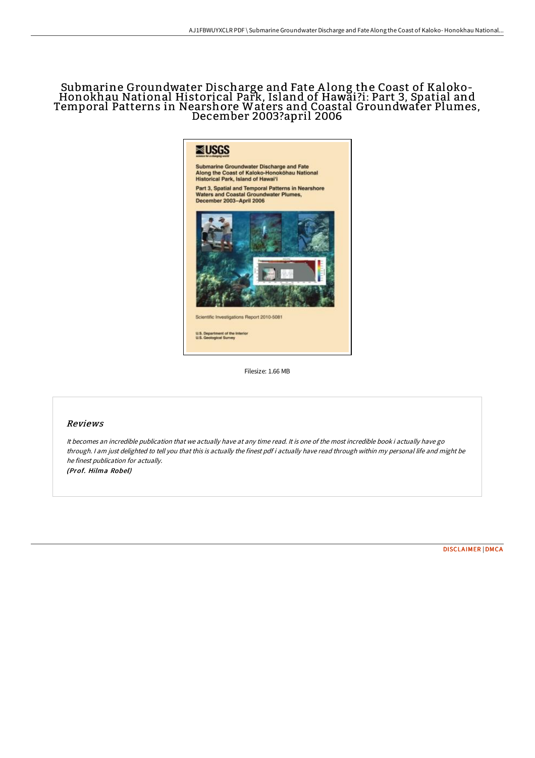# Submarine Groundwater Discharge and Fate Along the Coast of Kaloko-Honokhau National Historical Park, Island of Hawai?i: Part 3, Spatial and Temporal Patterns in Nearshore Waters and Coastal Groundwater Plumes, December 2003?april 2006

Filesize: 1.66 MB

## Reviews

*It becomes an incredible publication that we actually have at any time read. It is one of the most incredible book i actually have go through. I am just delighted to tell you that this is actually the finest pdf i actually have read through within my personal life and might be he finest publication for actually.*

***(Prof. Hilma Robel)***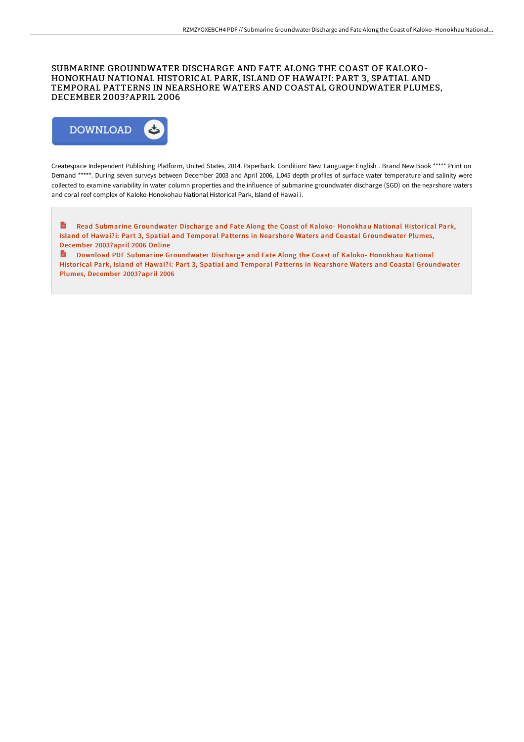# SUBMARINE GROUNDWATER DISCHARGE AND FATE ALONG THE COAST OF KALOKO-HONOKHAU NATIONAL HISTORICAL PARK, ISLAND OF HAWAI?I: PART 3, SPATIAL AND TEMPORAL PATTERNS IN NEARSHORE WATERS AND COASTAL GROUNDWATER PLUMES, DECEMBER 2003?APRIL 2006

Createspace Independent Publishing Platform, United States, 2014. Paperback. Condition: New. Language: English . Brand New Book ***** Print on Demand *****. During seven surveys between December 2003 and April 2006, 1,045 depth profiles of surface water temperature and salinity were collected to examine variability in water column properties and the influence of submarine groundwater discharge (SGD) on the nearshore waters and coral reef complex of Kaloko-Honokohau National Historical Park, Island of Hawai i.

Read Submarine Groundwater Discharge and Fate Along the Coast of Kaloko- Honokhau National Historical Park, Island of Hawai?i: Part 3, Spatial and Temporal Patterns in Nearshore Waters and Coastal Groundwater Plumes, December 2003?april 2006 Online

Download PDF Submarine Groundwater Discharge and Fate Along the Coast of Kaloko- Honokhau National Historical Park, Island of Hawai?i: Part 3, Spatial and Temporal Patterns in Nearshore Waters and Coastal Groundwater Plumes, December 2003?april 2006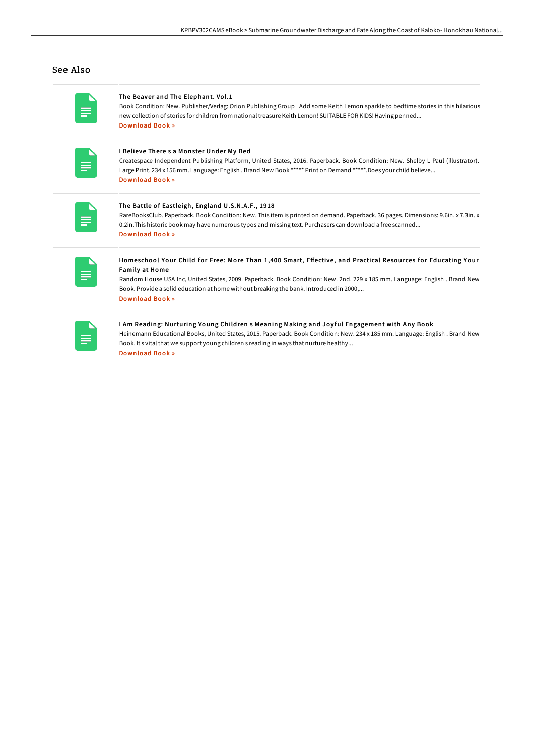## See Also

### The Beaver and The Elephant. Vol.1

Book Condition: New. Publisher/Verlag: Orion Publishing Group | Add some Keith Lemon sparkle to bedtime stories in this hilarious new collection of stories for children from national treasure Keith Lemon! SUITABLE FOR KIDS! Having penned...

Download Book »

### I Believe There s a Monster Under My Bed

Createspace Independent Publishing Platform, United States, 2016. Paperback. Book Condition: New. Shelby L Paul (illustrator). Large Print. 234 x 156 mm. Language: English . Brand New Book ***** Print on Demand *****.Does your child believe...

Download Book »

### The Battle of Eastleigh, England U.S.N.A.F., 1918

RareBooksClub. Paperback. Book Condition: New. This item is printed on demand. Paperback. 36 pages. Dimensions: 9.6in. x 7.3in. x 0.2in.This historic book may have numerous typos and missing text. Purchasers can download a free scanned...

Download Book »

### Homeschool Your Child for Free: More Than 1,400 Smart, Effective, and Practical Resources for Educating Your Family at Home

Random House USA Inc, United States, 2009. Paperback. Book Condition: New. 2nd. 229 x 185 mm. Language: English . Brand New Book. Provide a solid education at home without breaking the bank. Introduced in 2000,...

Download Book »

### I Am Reading: Nurturing Young Children s Meaning Making and Joyful Engagement with Any Book

Heinemann Educational Books, United States, 2015. Paperback. Book Condition: New. 234 x 185 mm. Language: English . Brand New Book. It s vital that we support young children s reading in ways that nurture healthy...

Download Book »